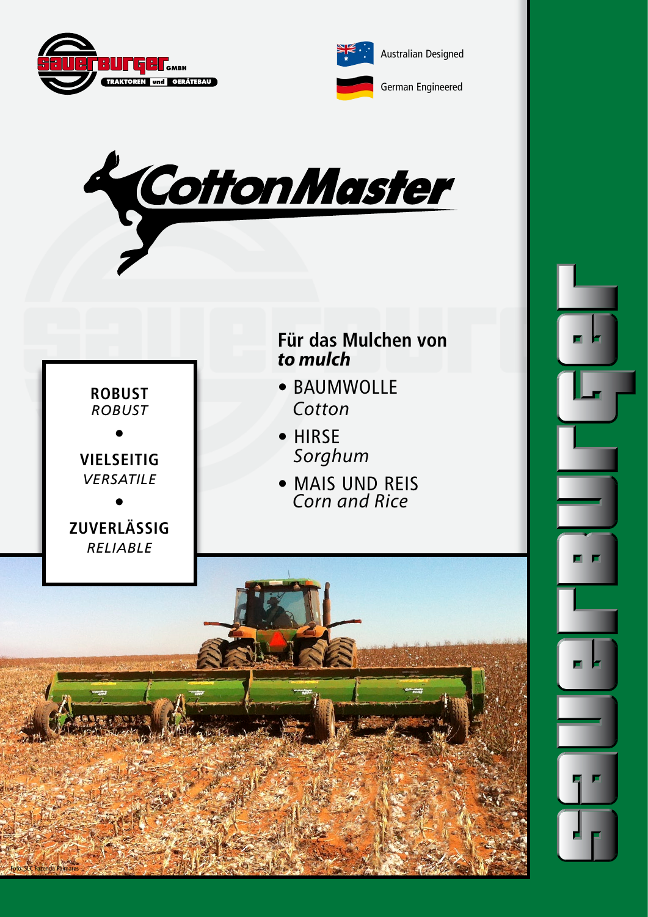sauerburger GMBH
TRAKTOREN und GERÄTEBAU

Australian Designed

German Engineered

# CottonMaster

**ROBUST**
*ROBUST*

•

**VIELSEITIG**
*VERSATILE*

•

**ZUVERLÄSSIG**
*RELIABLE*

## Für das Mulchen von
## *to mulch*

- BAUMWOLLE
  *Cotton*
- HIRSE
  *Sorghum*
- MAIS UND REIS
  *Corn and Rice*

Foto: SLC Fazenda Palmares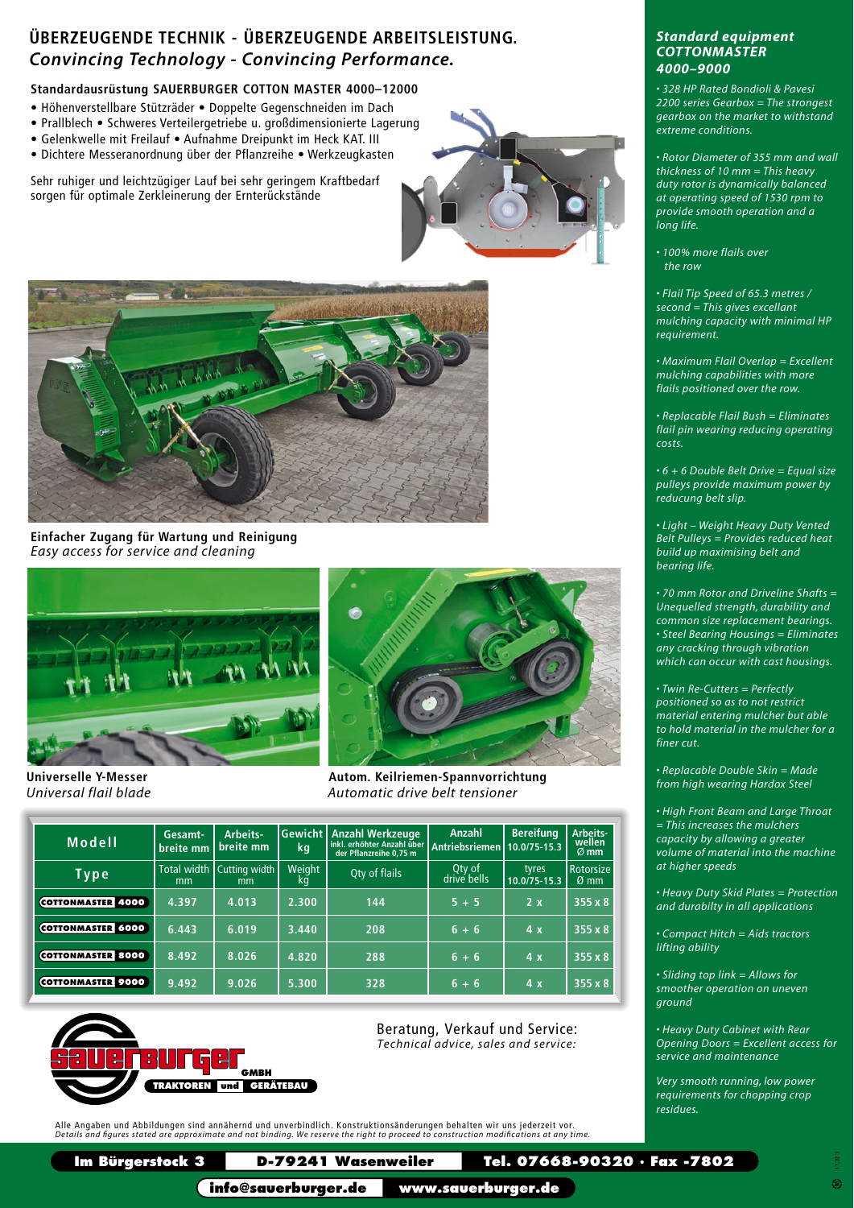# ÜBERZEUGENDE TECHNIK - ÜBERZEUGENDE ARBEITSLEISTUNG.

*Convincing Technology - Convincing Performance.*

**Standardausrüstung SAUERBURGER COTTON MASTER 4000–12000**

- Höhenverstellbare Stützräder • Doppelte Gegenschneiden im Dach
- Prallblech • Schweres Verteilergetriebe u. großdimensionierte Lagerung
- Gelenkwelle mit Freilauf • Aufnahme Dreipunkt im Heck KAT. III
- Dichtere Messeranordnung über der Pflanzreihe • Werkzeugkasten

Sehr ruhiger und leichtzügiger Lauf bei sehr geringem Kraftbedarf sorgen für optimale Zerkleinerung der Ernterückstände

**Einfacher Zugang für Wartung und Reinigung**
*Easy access for service and cleaning*

**Universelle Y-Messer**
*Universal flail blade*

**Autom. Keilriemen-Spannvorrichtung**
*Automatic drive belt tensioner*

| Modell | Gesamt-breite mm | Arbeits-breite mm | Gewicht kg | Anzahl Werkzeuge inkl. erhöhter Anzahl über der Pflanzreihe 0,75 m | Anzahl Antriebsriemen | Bereifung 10.0/75-15.3 | Arbeits-wellen Ø mm |
|---|---|---|---|---|---|---|---|
| **Type** | Total width mm | Cutting width mm | Weight kg | Qty of flails | Qty of drive bells | tyres 10.0/75-15.3 | Rotorsize Ø mm |
| COTTONMASTER 4000 | 4.397 | 4.013 | 2.300 | 144 | 5 + 5 | 2 x | 355 x 8 |
| COTTONMASTER 6000 | 6.443 | 6.019 | 3.440 | 208 | 6 + 6 | 4 x | 355 x 8 |
| COTTONMASTER 8000 | 8.492 | 8.026 | 4.820 | 288 | 6 + 6 | 4 x | 355 x 8 |
| COTTONMASTER 9000 | 9.492 | 9.026 | 5.300 | 328 | 6 + 6 | 4 x | 355 x 8 |

Beratung, Verkauf und Service:
*Technical advice, sales and service:*

sauerburger GMBH
TRAKTOREN und GERÄTEBAU

Alle Angaben und Abbildungen sind annähernd und unverbindlich. Konstruktionsänderungen behalten wir uns jederzeit vor.
*Details and figures stated are approximate and not binding. We reserve the right to proceed to construction modifications at any time.*

## *Standard equipment COTTONMASTER 4000–9000*

- *328 HP Rated Bondioli & Pavesi 2200 series Gearbox = The strongest gearbox on the market to withstand extreme conditions.*
- *Rotor Diameter of 355 mm and wall thickness of 10 mm = This heavy duty rotor is dynamically balanced at operating speed of 1530 rpm to provide smooth operation and a long life.*
- *100% more flails over the row*
- *Flail Tip Speed of 65.3 metres / second = This gives excellant mulching capacity with minimal HP requirement.*
- *Maximum Flail Overlap = Excellent mulching capabilities with more flails positioned over the row.*
- *Replacable Flail Bush = Eliminates flail pin wearing reducing operating costs.*
- *6 + 6 Double Belt Drive = Equal size pulleys provide maximum power by reducing belt slip.*
- *Light – Weight Heavy Duty Vented Belt Pulleys = Provides reduced heat build up maximising belt and bearing life.*
- *70 mm Rotor and Driveline Shafts = Unequelled strength, durability and common size replacement bearings.*
- *Steel Bearing Housings = Eliminates any cracking through vibration which can occur with cast housings.*
- *Twin Re-Cutters = Perfectly positioned so as to not restrict material entering mulcher but able to hold material in the mulcher for a finer cut.*
- *Replacable Double Skin = Made from high wearing Hardox Steel*
- *High Front Beam and Large Throat = This increases the mulchers capacity by allowing a greater volume of material into the machine at higher speeds*
- *Heavy Duty Skid Plates = Protection and durabilty in all applications*
- *Compact Hitch = Aids tractors lifting ability*
- *Sliding top link = Allows for smoother operation on uneven ground*
- *Heavy Duty Cabinet with Rear Opening Doors = Excellent access for service and maintenance*

*Very smooth running, low power requirements for chopping crop residues.*

**Im Bürgerstock 3** | **D-79241 Wasenweiler** | **Tel. 07668-90320 · Fax -7802**

**info@sauerburger.de** | **www.sauerburger.de**